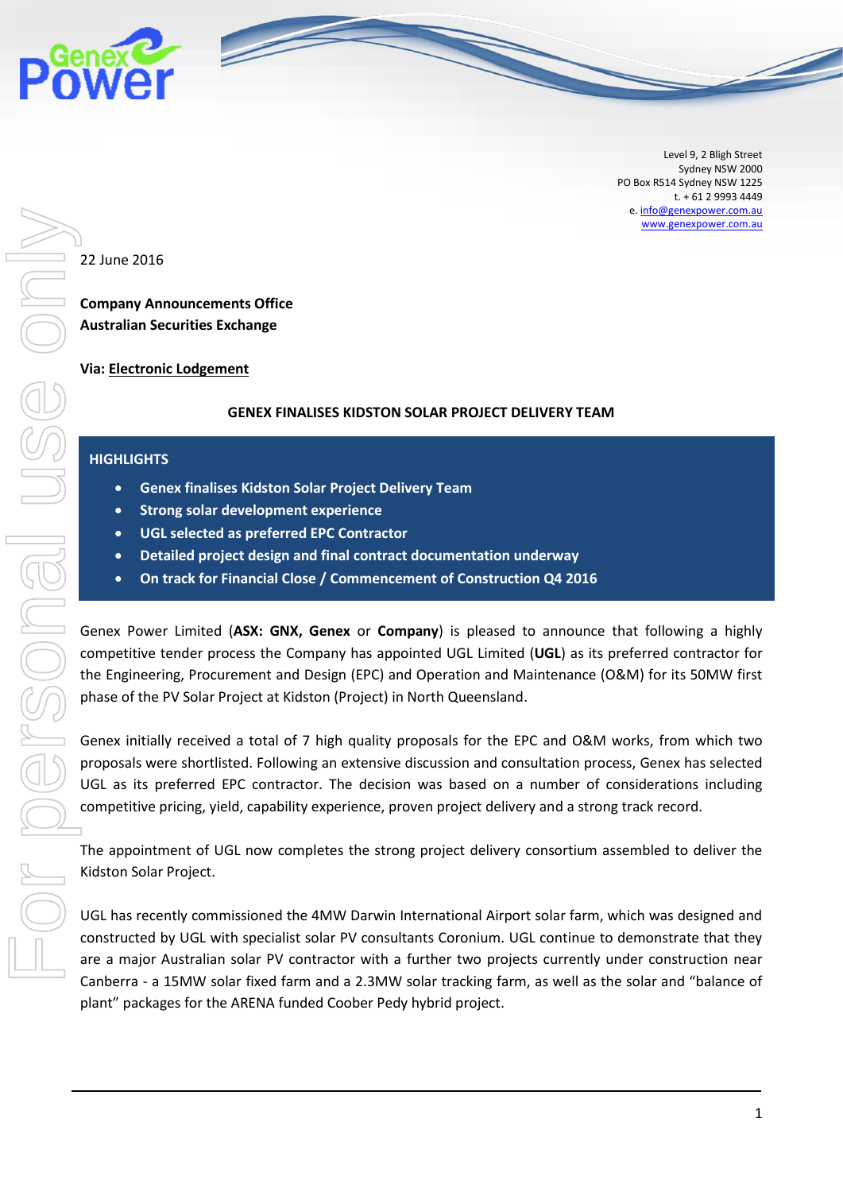Level 9, 2 Bligh Street
Sydney NSW 2000
PO Box R514 Sydney NSW 1225
t. + 61 2 9993 4449
e. info@genexpower.com.au
www.genexpower.com.au

22 June 2016

**Company Announcements Office**
**Australian Securities Exchange**

**Via: Electronic Lodgement**

# GENEX FINALISES KIDSTON SOLAR PROJECT DELIVERY TEAM

## HIGHLIGHTS

- **Genex finalises Kidston Solar Project Delivery Team**
- **Strong solar development experience**
- **UGL selected as preferred EPC Contractor**
- **Detailed project design and final contract documentation underway**
- **On track for Financial Close / Commencement of Construction Q4 2016**

Genex Power Limited (**ASX: GNX, Genex** or **Company**) is pleased to announce that following a highly competitive tender process the Company has appointed UGL Limited (**UGL**) as its preferred contractor for the Engineering, Procurement and Design (EPC) and Operation and Maintenance (O&M) for its 50MW first phase of the PV Solar Project at Kidston (Project) in North Queensland.

Genex initially received a total of 7 high quality proposals for the EPC and O&M works, from which two proposals were shortlisted. Following an extensive discussion and consultation process, Genex has selected UGL as its preferred EPC contractor. The decision was based on a number of considerations including competitive pricing, yield, capability experience, proven project delivery and a strong track record.

The appointment of UGL now completes the strong project delivery consortium assembled to deliver the Kidston Solar Project.

UGL has recently commissioned the 4MW Darwin International Airport solar farm, which was designed and constructed by UGL with specialist solar PV consultants Coronium. UGL continue to demonstrate that they are a major Australian solar PV contractor with a further two projects currently under construction near Canberra - a 15MW solar fixed farm and a 2.3MW solar tracking farm, as well as the solar and "balance of plant" packages for the ARENA funded Coober Pedy hybrid project.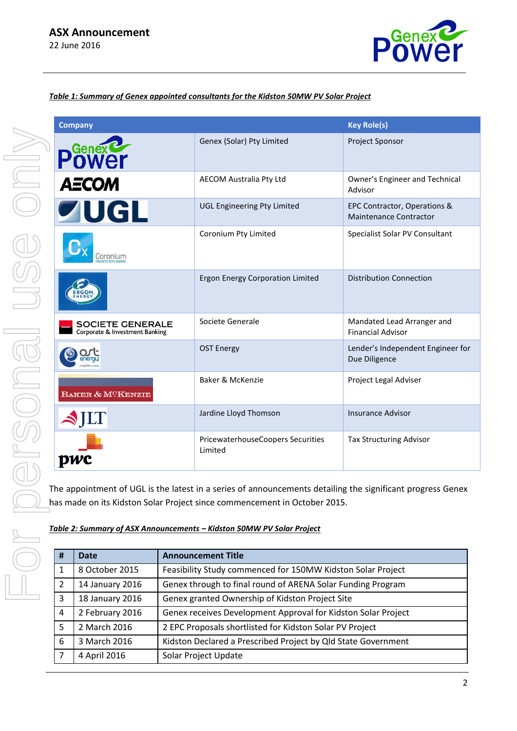***Table 1: Summary of Genex appointed consultants for the Kidston 50MW PV Solar Project***

| Company | | Key Role(s) |
|---|---|---|
| Genex Power | Genex (Solar) Pty Limited | Project Sponsor |
| AECOM | AECOM Australia Pty Ltd | Owner's Engineer and Technical Advisor |
| UGL | UGL Engineering Pty Limited | EPC Contractor, Operations & Maintenance Contractor |
| Coronium | Coronium Pty Limited | Specialist Solar PV Consultant |
| Ergon Energy | Ergon Energy Corporation Limited | Distribution Connection |
| SOCIETE GENERALE Corporate & Investment Banking | Societe Generale | Mandated Lead Arranger and Financial Advisor |
| OST Energy | OST Energy | Lender's Independent Engineer for Due Diligence |
| Baker & McKenzie | Baker & McKenzie | Project Legal Adviser |
| JLT | Jardine Lloyd Thomson | Insurance Advisor |
| pwc | PricewaterhouseCoopers Securities Limited | Tax Structuring Advisor |

The appointment of UGL is the latest in a series of announcements detailing the significant progress Genex has made on its Kidston Solar Project since commencement in October 2015.

***Table 2: Summary of ASX Announcements – Kidston 50MW PV Solar Project***

| # | Date | Announcement Title |
|---|---|---|
| 1 | 8 October 2015 | Feasibility Study commenced for 150MW Kidston Solar Project |
| 2 | 14 January 2016 | Genex through to final round of ARENA Solar Funding Program |
| 3 | 18 January 2016 | Genex granted Ownership of Kidston Project Site |
| 4 | 2 February 2016 | Genex receives Development Approval for Kidston Solar Project |
| 5 | 2 March 2016 | 2 EPC Proposals shortlisted for Kidston Solar PV Project |
| 6 | 3 March 2016 | Kidston Declared a Prescribed Project by Qld State Government |
| 7 | 4 April 2016 | Solar Project Update |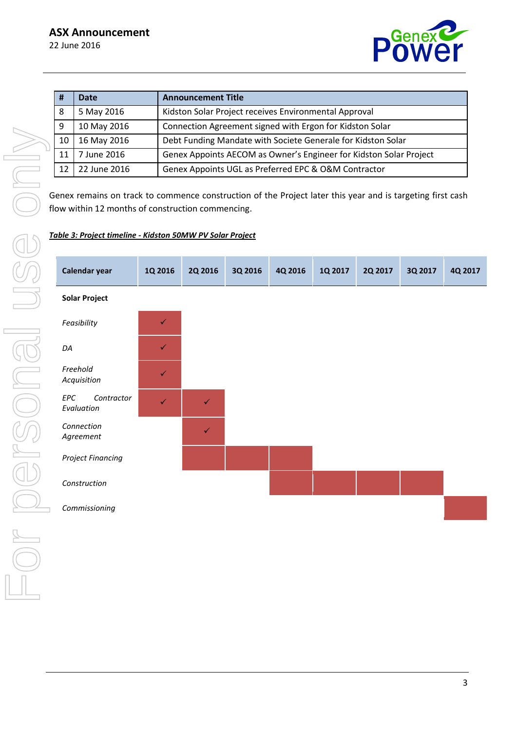| # | Date | Announcement Title |
|---|---|---|
| 8 | 5 May 2016 | Kidston Solar Project receives Environmental Approval |
| 9 | 10 May 2016 | Connection Agreement signed with Ergon for Kidston Solar |
| 10 | 16 May 2016 | Debt Funding Mandate with Societe Generale for Kidston Solar |
| 11 | 7 June 2016 | Genex Appoints AECOM as Owner's Engineer for Kidston Solar Project |
| 12 | 22 June 2016 | Genex Appoints UGL as Preferred EPC & O&M Contractor |

Genex remains on track to commence construction of the Project later this year and is targeting first cash flow within 12 months of construction commencing.

***Table 3: Project timeline - Kidston 50MW PV Solar Project***

| Calendar year | 1Q 2016 | 2Q 2016 | 3Q 2016 | 4Q 2016 | 1Q 2017 | 2Q 2017 | 3Q 2017 | 4Q 2017 |
|---|---|---|---|---|---|---|---|---|
| **Solar Project** | | | | | | | | |
| *Feasibility* | ✓ | | | | | | | |
| *DA* | ✓ | | | | | | | |
| *Freehold Acquisition* | ✓ | | | | | | | |
| *EPC Contractor Evaluation* | ✓ | ✓ | | | | | | |
| *Connection Agreement* | | ✓ | | | | | | |
| *Project Financing* | | ■ | ■ | ■ | | | | |
| *Construction* | | | | ■ | ■ | ■ | ■ | |
| *Commissioning* | | | | | | | | ■ |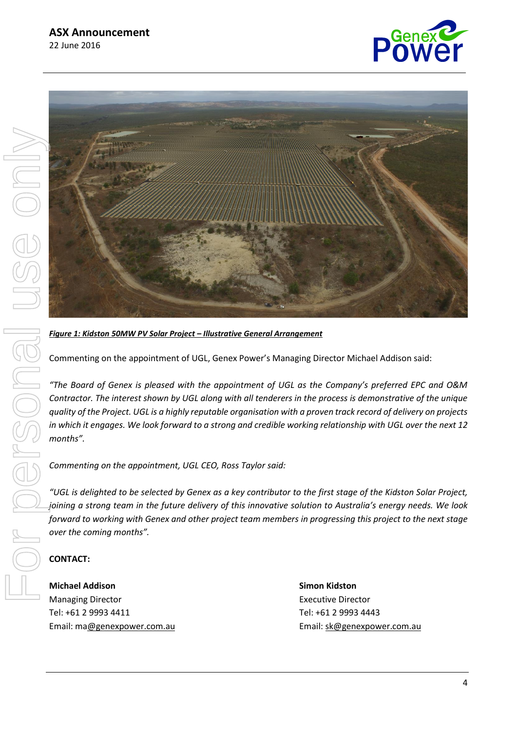***Figure 1: Kidston 50MW PV Solar Project – Illustrative General Arrangement***

Commenting on the appointment of UGL, Genex Power's Managing Director Michael Addison said:

*"The Board of Genex is pleased with the appointment of UGL as the Company's preferred EPC and O&M Contractor. The interest shown by UGL along with all tenderers in the process is demonstrative of the unique quality of the Project. UGL is a highly reputable organisation with a proven track record of delivery on projects in which it engages. We look forward to a strong and credible working relationship with UGL over the next 12 months".*

*Commenting on the appointment, UGL CEO, Ross Taylor said:*

*"UGL is delighted to be selected by Genex as a key contributor to the first stage of the Kidston Solar Project, joining a strong team in the future delivery of this innovative solution to Australia's energy needs. We look forward to working with Genex and other project team members in progressing this project to the next stage over the coming months".*

**CONTACT:**

**Michael Addison**
Managing Director
Tel: +61 2 9993 4411
Email: ma@genexpower.com.au

**Simon Kidston**
Executive Director
Tel: +61 2 9993 4443
Email: sk@genexpower.com.au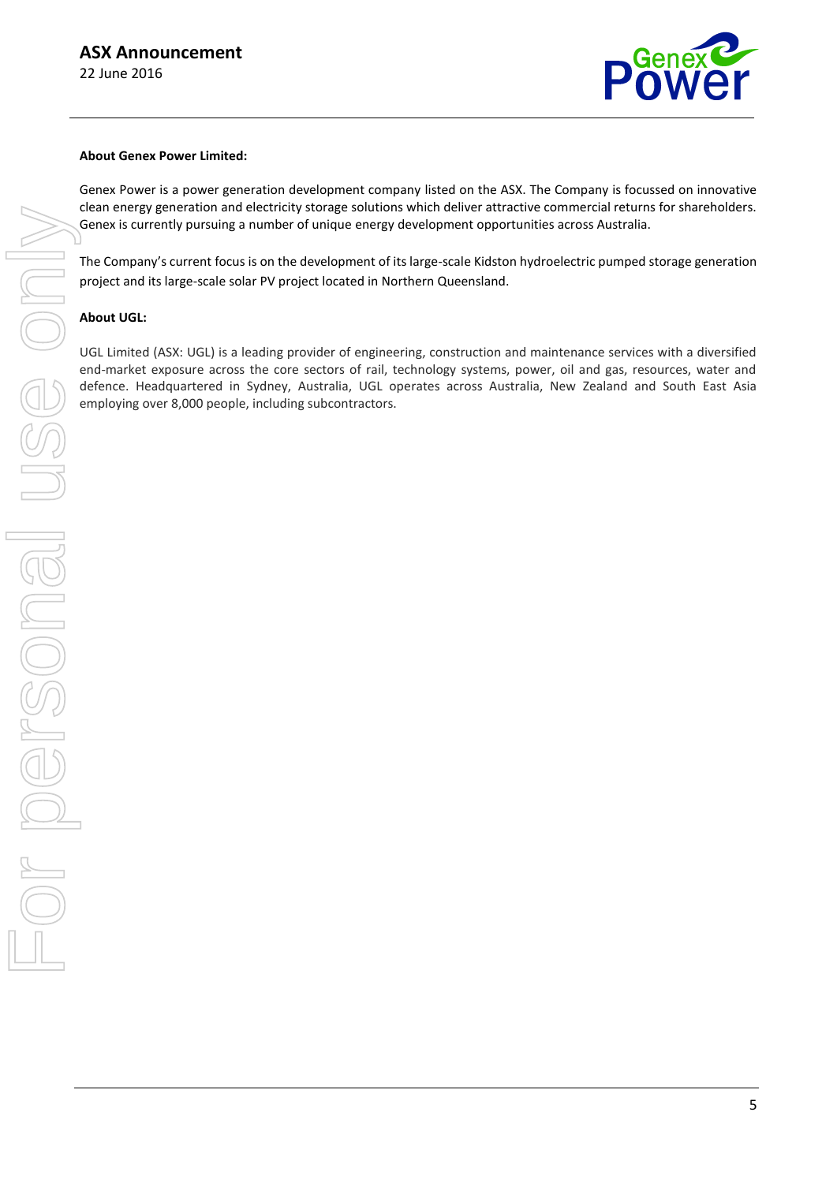**About Genex Power Limited:**

Genex Power is a power generation development company listed on the ASX. The Company is focussed on innovative clean energy generation and electricity storage solutions which deliver attractive commercial returns for shareholders. Genex is currently pursuing a number of unique energy development opportunities across Australia.

The Company's current focus is on the development of its large-scale Kidston hydroelectric pumped storage generation project and its large-scale solar PV project located in Northern Queensland.

**About UGL:**

UGL Limited (ASX: UGL) is a leading provider of engineering, construction and maintenance services with a diversified end-market exposure across the core sectors of rail, technology systems, power, oil and gas, resources, water and defence. Headquartered in Sydney, Australia, UGL operates across Australia, New Zealand and South East Asia employing over 8,000 people, including subcontractors.